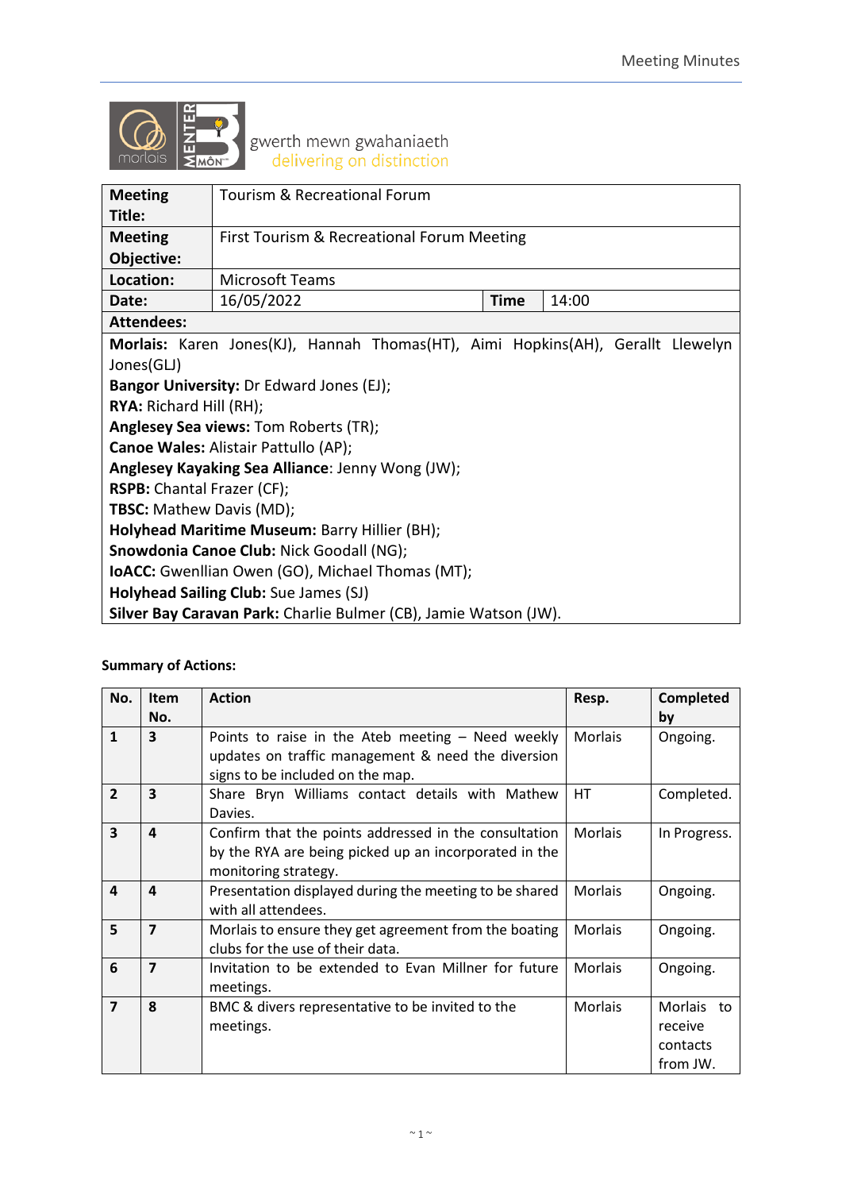gwerth mewn gwahaniaeth
delivering on distinction

| **Meeting Title:** | Tourism & Recreational Forum | | |
|---|---|---|---|
| **Meeting Objective:** | First Tourism & Recreational Forum Meeting | | |
| **Location:** | Microsoft Teams | | |
| **Date:** | 16/05/2022 | **Time** | 14:00 |
| **Attendees:** | | | |

**Morlais:** Karen Jones(KJ), Hannah Thomas(HT), Aimi Hopkins(AH), Gerallt Llewelyn Jones(GLJ)
**Bangor University:** Dr Edward Jones (EJ);
**RYA:** Richard Hill (RH);
**Anglesey Sea views:** Tom Roberts (TR);
**Canoe Wales:** Alistair Pattullo (AP);
**Anglesey Kayaking Sea Alliance**: Jenny Wong (JW);
**RSPB:** Chantal Frazer (CF);
**TBSC:** Mathew Davis (MD);
**Holyhead Maritime Museum:** Barry Hillier (BH);
**Snowdonia Canoe Club:** Nick Goodall (NG);
**IoACC:** Gwenllian Owen (GO), Michael Thomas (MT);
**Holyhead Sailing Club:** Sue James (SJ)
**Silver Bay Caravan Park:** Charlie Bulmer (CB), Jamie Watson (JW).

**Summary of Actions:**

| No. | Item No. | Action | Resp. | Completed by |
|---|---|---|---|---|
| **1** | **3** | Points to raise in the Ateb meeting – Need weekly updates on traffic management & need the diversion signs to be included on the map. | Morlais | Ongoing. |
| **2** | **3** | Share Bryn Williams contact details with Mathew Davies. | HT | Completed. |
| **3** | **4** | Confirm that the points addressed in the consultation by the RYA are being picked up an incorporated in the monitoring strategy. | Morlais | In Progress. |
| **4** | **4** | Presentation displayed during the meeting to be shared with all attendees. | Morlais | Ongoing. |
| **5** | **7** | Morlais to ensure they get agreement from the boating clubs for the use of their data. | Morlais | Ongoing. |
| **6** | **7** | Invitation to be extended to Evan Millner for future meetings. | Morlais | Ongoing. |
| **7** | **8** | BMC & divers representative to be invited to the meetings. | Morlais | Morlais to receive contacts from JW. |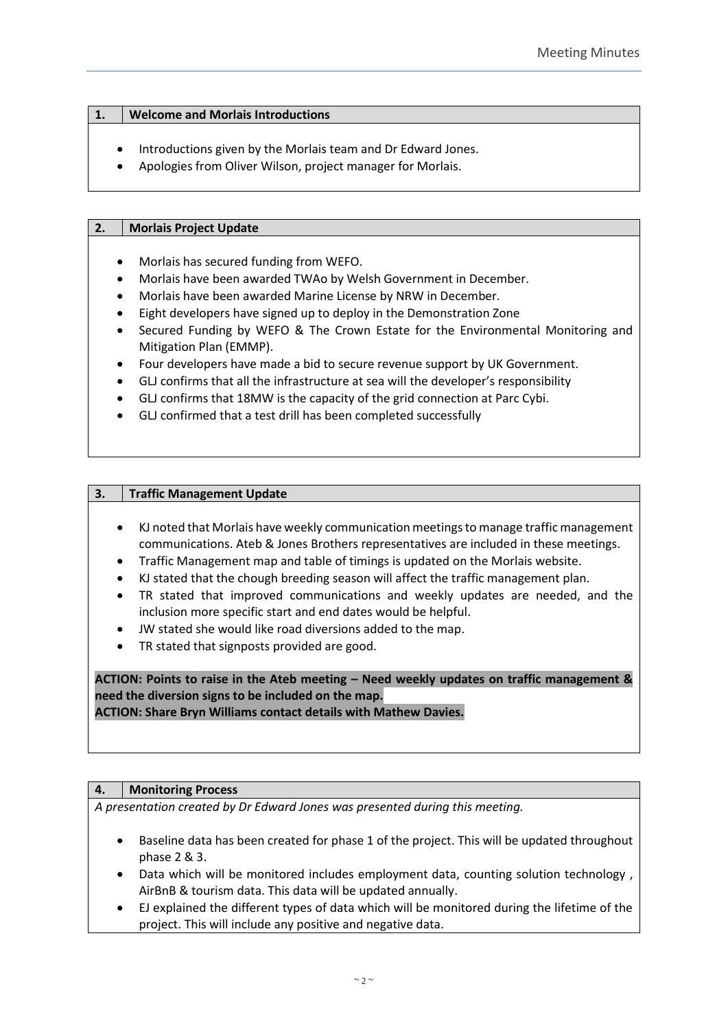## 1. Welcome and Morlais Introductions

- Introductions given by the Morlais team and Dr Edward Jones.
- Apologies from Oliver Wilson, project manager for Morlais.

## 2. Morlais Project Update

- Morlais has secured funding from WEFO.
- Morlais have been awarded TWAo by Welsh Government in December.
- Morlais have been awarded Marine License by NRW in December.
- Eight developers have signed up to deploy in the Demonstration Zone
- Secured Funding by WEFO & The Crown Estate for the Environmental Monitoring and Mitigation Plan (EMMP).
- Four developers have made a bid to secure revenue support by UK Government.
- GLJ confirms that all the infrastructure at sea will the developer's responsibility
- GLJ confirms that 18MW is the capacity of the grid connection at Parc Cybi.
- GLJ confirmed that a test drill has been completed successfully

## 3. Traffic Management Update

- KJ noted that Morlais have weekly communication meetings to manage traffic management communications. Ateb & Jones Brothers representatives are included in these meetings.
- Traffic Management map and table of timings is updated on the Morlais website.
- KJ stated that the chough breeding season will affect the traffic management plan.
- TR stated that improved communications and weekly updates are needed, and the inclusion more specific start and end dates would be helpful.
- JW stated she would like road diversions added to the map.
- TR stated that signposts provided are good.

**ACTION: Points to raise in the Ateb meeting – Need weekly updates on traffic management & need the diversion signs to be included on the map.**
**ACTION: Share Bryn Williams contact details with Mathew Davies.**

## 4. Monitoring Process

*A presentation created by Dr Edward Jones was presented during this meeting.*

- Baseline data has been created for phase 1 of the project. This will be updated throughout phase 2 & 3.
- Data which will be monitored includes employment data, counting solution technology , AirBnB & tourism data. This data will be updated annually.
- EJ explained the different types of data which will be monitored during the lifetime of the project. This will include any positive and negative data.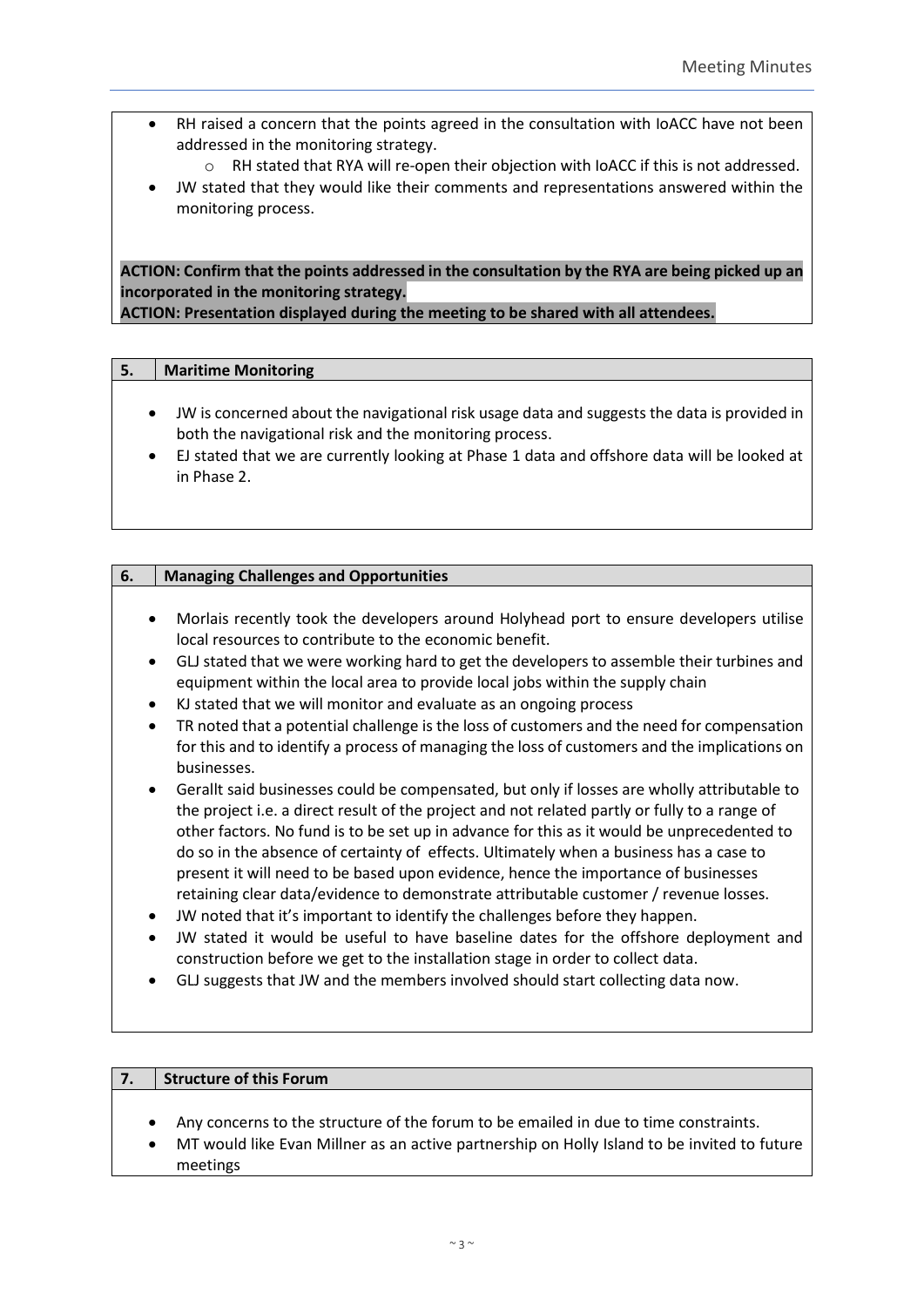- RH raised a concern that the points agreed in the consultation with IoACC have not been addressed in the monitoring strategy.
    - RH stated that RYA will re-open their objection with IoACC if this is not addressed.
- JW stated that they would like their comments and representations answered within the monitoring process.

**ACTION: Confirm that the points addressed in the consultation by the RYA are being picked up an incorporated in the monitoring strategy.**
**ACTION: Presentation displayed during the meeting to be shared with all attendees.**

## 5. Maritime Monitoring

- JW is concerned about the navigational risk usage data and suggests the data is provided in both the navigational risk and the monitoring process.
- EJ stated that we are currently looking at Phase 1 data and offshore data will be looked at in Phase 2.

## 6. Managing Challenges and Opportunities

- Morlais recently took the developers around Holyhead port to ensure developers utilise local resources to contribute to the economic benefit.
- GLJ stated that we were working hard to get the developers to assemble their turbines and equipment within the local area to provide local jobs within the supply chain
- KJ stated that we will monitor and evaluate as an ongoing process
- TR noted that a potential challenge is the loss of customers and the need for compensation for this and to identify a process of managing the loss of customers and the implications on businesses.
- Gerallt said businesses could be compensated, but only if losses are wholly attributable to the project i.e. a direct result of the project and not related partly or fully to a range of other factors. No fund is to be set up in advance for this as it would be unprecedented to do so in the absence of certainty of effects. Ultimately when a business has a case to present it will need to be based upon evidence, hence the importance of businesses retaining clear data/evidence to demonstrate attributable customer / revenue losses.
- JW noted that it's important to identify the challenges before they happen.
- JW stated it would be useful to have baseline dates for the offshore deployment and construction before we get to the installation stage in order to collect data.
- GLJ suggests that JW and the members involved should start collecting data now.

## 7. Structure of this Forum

- Any concerns to the structure of the forum to be emailed in due to time constraints.
- MT would like Evan Millner as an active partnership on Holly Island to be invited to future meetings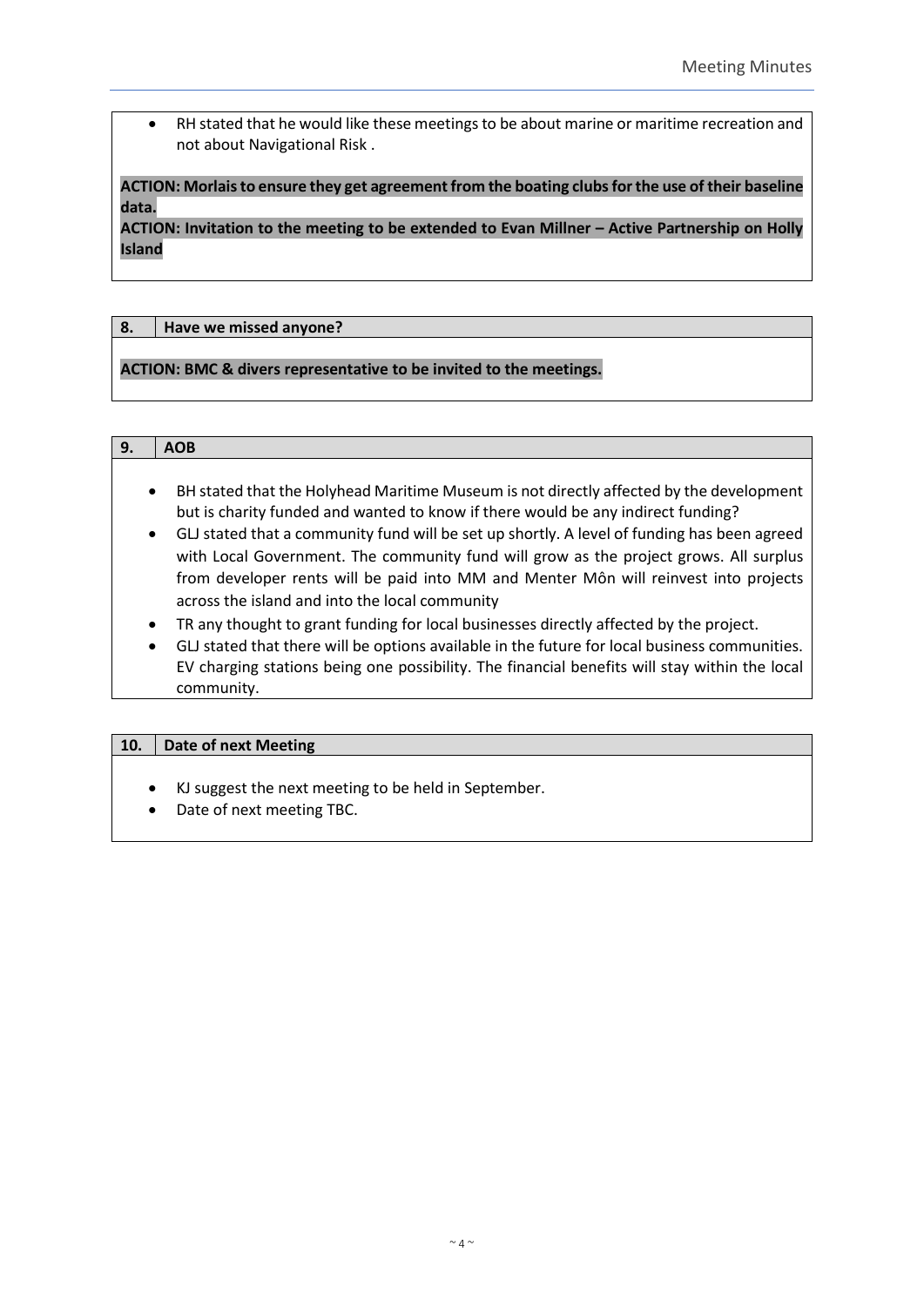- RH stated that he would like these meetings to be about marine or maritime recreation and not about Navigational Risk .

**ACTION: Morlais to ensure they get agreement from the boating clubs for the use of their baseline data.**
**ACTION: Invitation to the meeting to be extended to Evan Millner – Active Partnership on Holly Island**

| 8. | Have we missed anyone? |
|---|---|

**ACTION: BMC & divers representative to be invited to the meetings.**

| 9. | AOB |
|---|---|

- BH stated that the Holyhead Maritime Museum is not directly affected by the development but is charity funded and wanted to know if there would be any indirect funding?
- GLJ stated that a community fund will be set up shortly. A level of funding has been agreed with Local Government. The community fund will grow as the project grows. All surplus from developer rents will be paid into MM and Menter Môn will reinvest into projects across the island and into the local community
- TR any thought to grant funding for local businesses directly affected by the project.
- GLJ stated that there will be options available in the future for local business communities. EV charging stations being one possibility. The financial benefits will stay within the local community.

| 10. | Date of next Meeting |
|---|---|

- KJ suggest the next meeting to be held in September.
- Date of next meeting TBC.